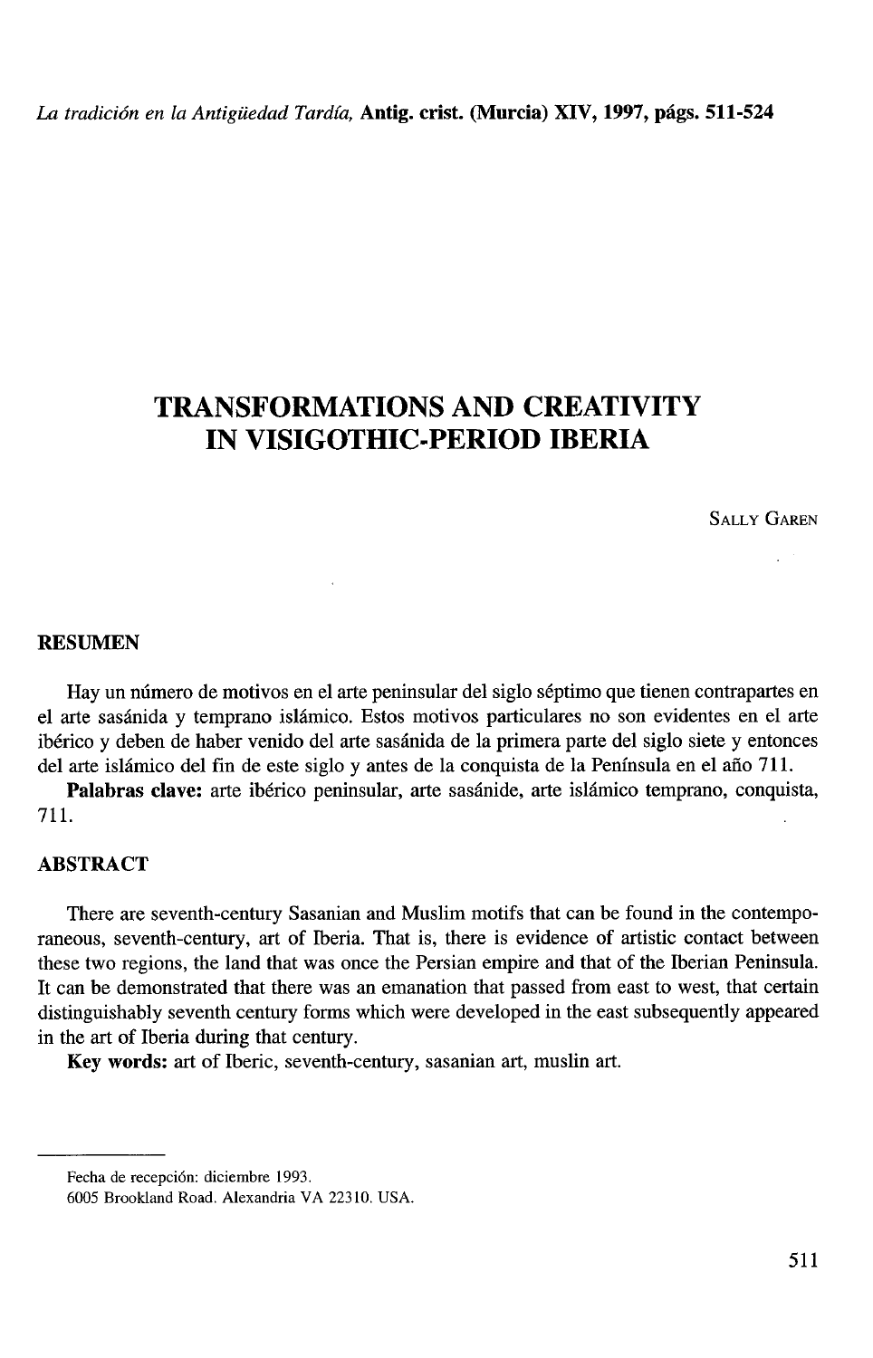# TRANSFORMATIONS AND CREATIVITY IN VISIGOTHIC-PERIOD IBERIA

SALLY GAREN

## RESUMEN

Hay un número de motivos en el arte peninsular del siglo séptimo que tienen contrapartes en el arte sasánida y temprano islámico. Estos motivos particulares no son evidentes en el arte ibérico y deben de haber venido del arte sasánida de la primera parte del siglo siete y entonces del arte islámico del fin de este siglo y antes de la conquista de la Península en el año 711.

**Palabras clave:** arte ibérico peninsular, arte sasánide, arte islámico temprano, conquista, 711.

## ABSTRACT

There are seventh-century Sasanian and Muslim motifs that can be found in the contemporaneous, seventh-century, art of Iberia. That is, there is evidence of artistic contact between these two regions, the land that was once the Persian empire and that of the Iberian Peninsula. It can be demonstrated that there was an emanation that passed from east to west, that certain distinguishably seventh century forms which were developed in the east subsequently appeared in the art of Iberia during that century.

**Key words:** art of Iberic, seventh-century, sasanian art, muslin art.

---

Fecha de recepción: diciembre 1993.

6005 Brookland Road. Alexandria VA 22310. USA.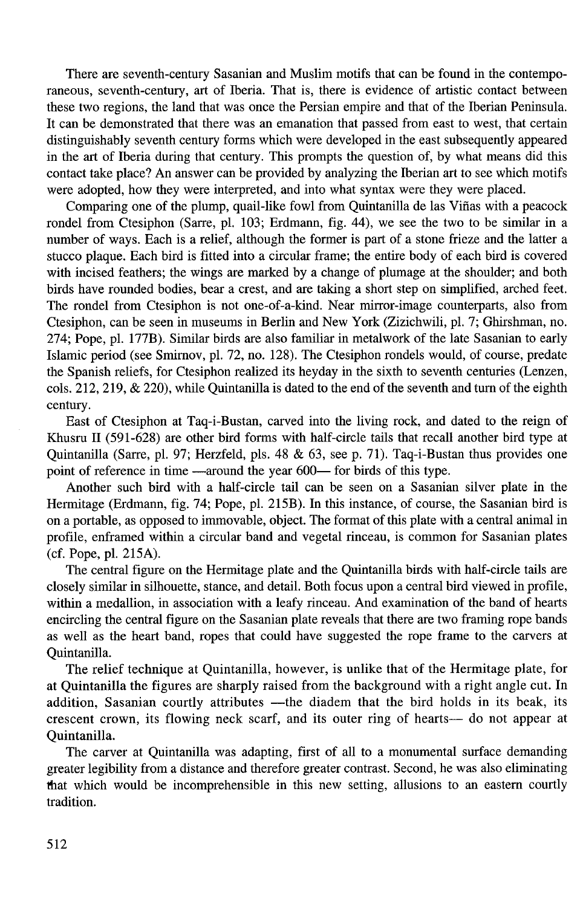There are seventh-century Sasanian and Muslim motifs that can be found in the contemporaneous, seventh-century, art of Iberia. That is, there is evidence of artistic contact between these two regions, the land that was once the Persian empire and that of the Iberian Peninsula. It can be demonstrated that there was an emanation that passed from east to west, that certain distinguishably seventh century forms which were developed in the east subsequently appeared in the art of Iberia during that century. This prompts the question of, by what means did this contact take place? An answer can be provided by analyzing the Iberian art to see which motifs were adopted, how they were interpreted, and into what syntax were they placed.

Comparing one of the plump, quail-like fowl from Quintanilla de las Viñas with a peacock rondel from Ctesiphon (Sarre, pl. 103; Erdmann, fig. 44), we see the two to be similar in a number of ways. Each is a relief, although the former is part of a stone frieze and the latter a stucco plaque. Each bird is fitted into a circular frame; the entire body of each bird is covered with incised feathers; the wings are marked by a change of plumage at the shoulder; and both birds have rounded bodies, bear a crest, and are taking a short step on simplified, arched feet. The rondel from Ctesiphon is not one-of-a-kind. Near mirror-image counterparts, also from Ctesiphon, can be seen in museums in Berlin and New York (Zizichwili, pl. 7; Ghirshman, no. 274; Pope, pl. 177B). Similar birds are also familiar in metalwork of the late Sasanian to early Islamic period (see Smirnov, pl. 72, no. 128). The Ctesiphon rondels would, of course, predate the Spanish reliefs, for Ctesiphon realized its heyday in the sixth to seventh centuries (Lenzen, cols. 212, 219, & 220), while Quintanilla is dated to the end of the seventh and turn of the eighth century.

East of Ctesiphon at Taq-i-Bustan, carved into the living rock, and dated to the reign of Khusru II (591-628) are other bird forms with half-circle tails that recall another bird type at Quintanilla (Sarre, pl. 97; Herzfeld, pls. 48 & 63, see p. 71). Taq-i-Bustan thus provides one point of reference in time —around the year 600— for birds of this type.

Another such bird with a half-circle tail can be seen on a Sasanian silver plate in the Hermitage (Erdmann, fig. 74; Pope, pl. 215B). In this instance, of course, the Sasanian bird is on a portable, as opposed to immovable, object. The format of this plate with a central animal in profile, enframed within a circular band and vegetal rinceau, is common for Sasanian plates (cf. Pope, pl. 215A).

The central figure on the Hermitage plate and the Quintanilla birds with half-circle tails are closely similar in silhouette, stance, and detail. Both focus upon a central bird viewed in profile, within a medallion, in association with a leafy rinceau. And examination of the band of hearts encircling the central figure on the Sasanian plate reveals that there are two framing rope bands as well as the heart band, ropes that could have suggested the rope frame to the carvers at Quintanilla.

The relief technique at Quintanilla, however, is unlike that of the Hermitage plate, for at Quintanilla the figures are sharply raised from the background with a right angle cut. In addition, Sasanian courtly attributes —the diadem that the bird holds in its beak, its crescent crown, its flowing neck scarf, and its outer ring of hearts— do not appear at Quintanilla.

The carver at Quintanilla was adapting, first of all to a monumental surface demanding greater legibility from a distance and therefore greater contrast. Second, he was also eliminating that which would be incomprehensible in this new setting, allusions to an eastern courtly tradition.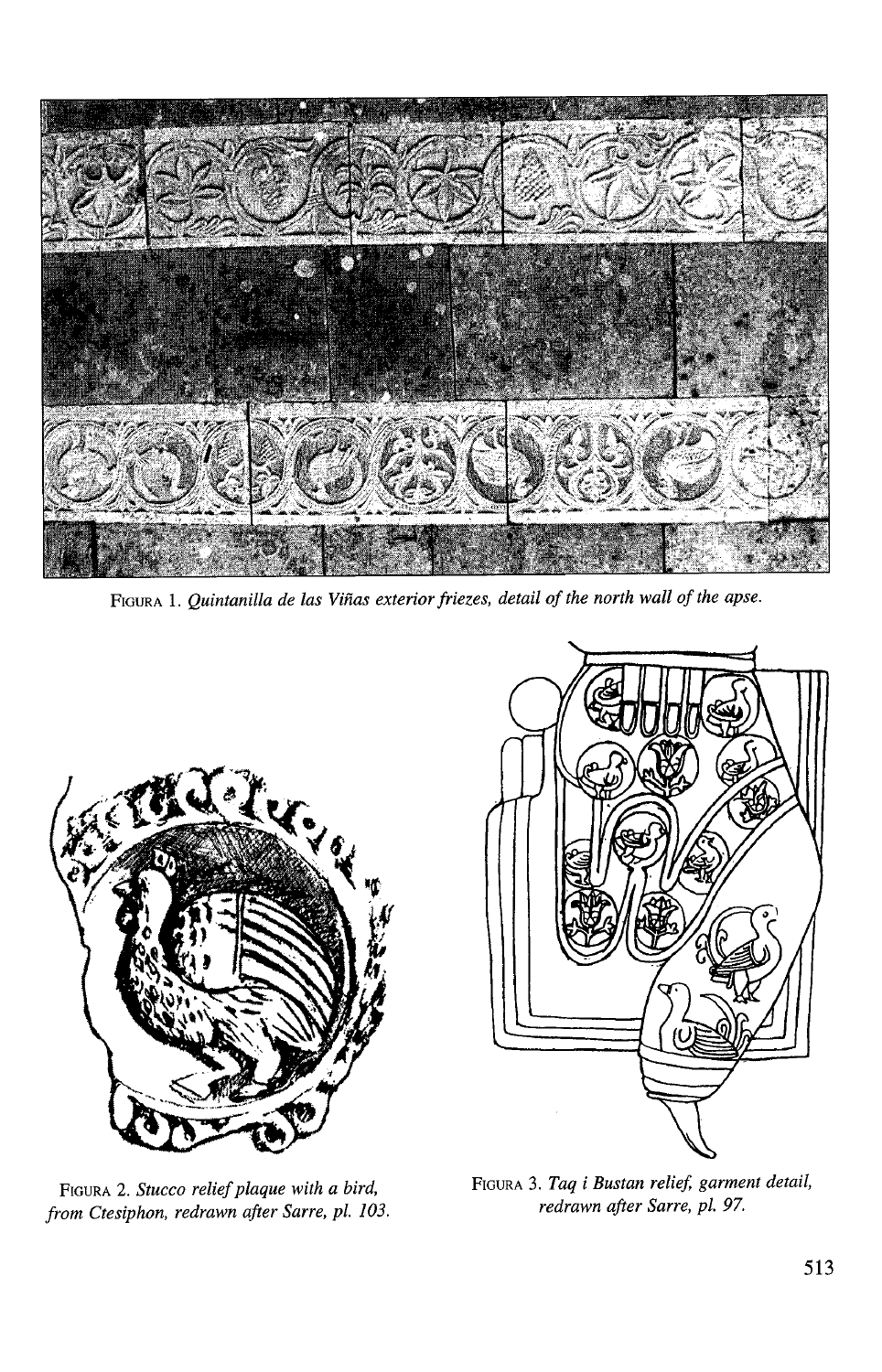FIGURA 1. *Quintanilla de las Viñas exterior friezes, detail of the north wall of the apse.*

FIGURA 2. *Stucco relief plaque with a bird, from Ctesiphon, redrawn after Sarre, pl. 103.*

FIGURA 3. *Taq i Bustan relief, garment detail, redrawn after Sarre, pl. 97.*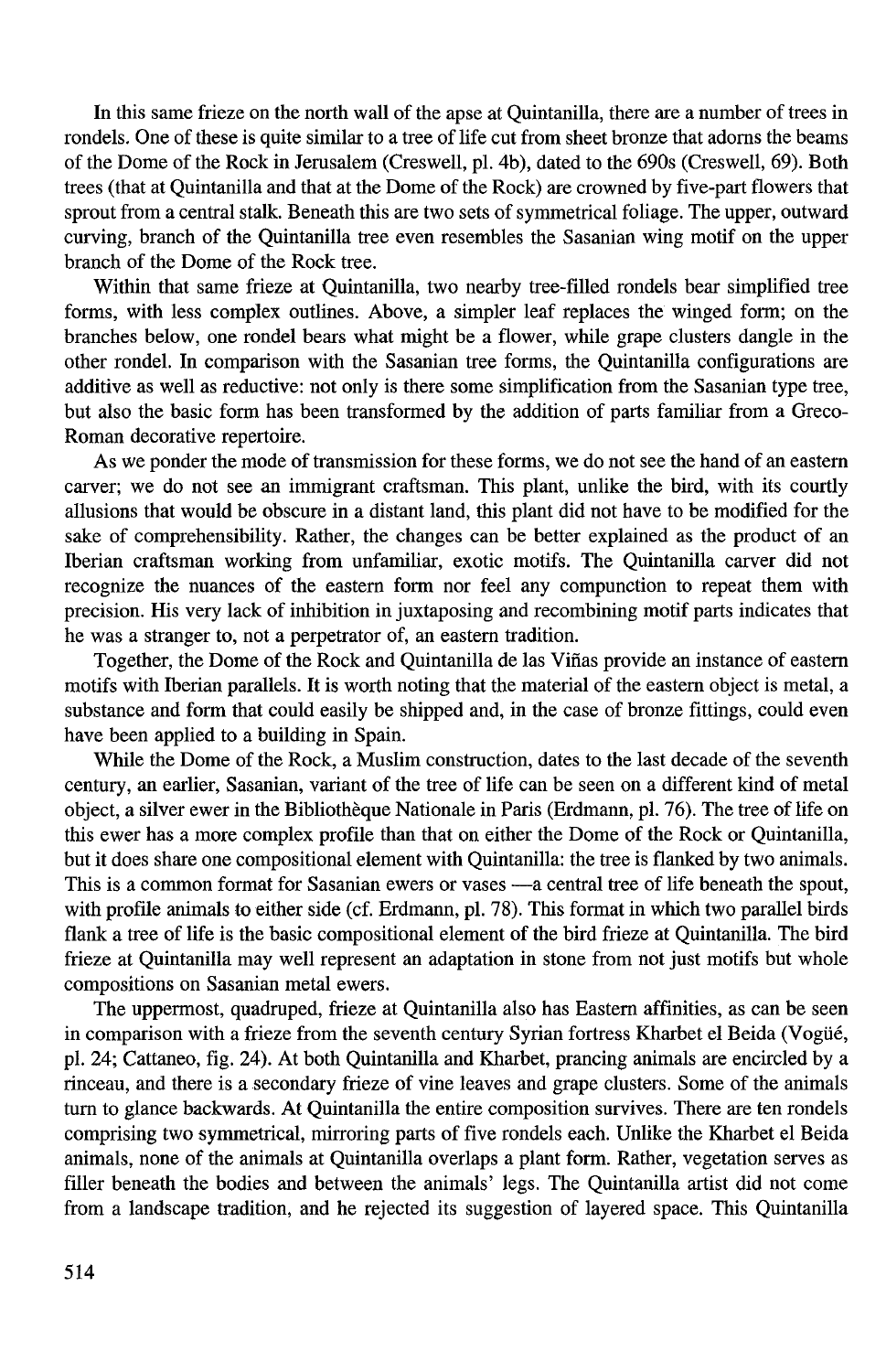In this same frieze on the north wall of the apse at Quintanilla, there are a number of trees in rondels. One of these is quite similar to a tree of life cut from sheet bronze that adorns the beams of the Dome of the Rock in Jerusalem (Creswell, pl. 4b), dated to the 690s (Creswell, 69). Both trees (that at Quintanilla and that at the Dome of the Rock) are crowned by five-part flowers that sprout from a central stalk. Beneath this are two sets of symmetrical foliage. The upper, outward curving, branch of the Quintanilla tree even resembles the Sasanian wing motif on the upper branch of the Dome of the Rock tree.

Within that same frieze at Quintanilla, two nearby tree-filled rondels bear simplified tree forms, with less complex outlines. Above, a simpler leaf replaces the winged form; on the branches below, one rondel bears what might be a flower, while grape clusters dangle in the other rondel. In comparison with the Sasanian tree forms, the Quintanilla configurations are additive as well as reductive: not only is there some simplification from the Sasanian type tree, but also the basic form has been transformed by the addition of parts familiar from a Greco-Roman decorative repertoire.

As we ponder the mode of transmission for these forms, we do not see the hand of an eastern carver; we do not see an immigrant craftsman. This plant, unlike the bird, with its courtly allusions that would be obscure in a distant land, this plant did not have to be modified for the sake of comprehensibility. Rather, the changes can be better explained as the product of an Iberian craftsman working from unfamiliar, exotic motifs. The Quintanilla carver did not recognize the nuances of the eastern form nor feel any compunction to repeat them with precision. His very lack of inhibition in juxtaposing and recombining motif parts indicates that he was a stranger to, not a perpetrator of, an eastern tradition.

Together, the Dome of the Rock and Quintanilla de las Viñas provide an instance of eastern motifs with Iberian parallels. It is worth noting that the material of the eastern object is metal, a substance and form that could easily be shipped and, in the case of bronze fittings, could even have been applied to a building in Spain.

While the Dome of the Rock, a Muslim construction, dates to the last decade of the seventh century, an earlier, Sasanian, variant of the tree of life can be seen on a different kind of metal object, a silver ewer in the Bibliothèque Nationale in Paris (Erdmann, pl. 76). The tree of life on this ewer has a more complex profile than that on either the Dome of the Rock or Quintanilla, but it does share one compositional element with Quintanilla: the tree is flanked by two animals. This is a common format for Sasanian ewers or vases —a central tree of life beneath the spout, with profile animals to either side (cf. Erdmann, pl. 78). This format in which two parallel birds flank a tree of life is the basic compositional element of the bird frieze at Quintanilla. The bird frieze at Quintanilla may well represent an adaptation in stone from not just motifs but whole compositions on Sasanian metal ewers.

The uppermost, quadruped, frieze at Quintanilla also has Eastern affinities, as can be seen in comparison with a frieze from the seventh century Syrian fortress Kharbet el Beida (Vogüé, pl. 24; Cattaneo, fig. 24). At both Quintanilla and Kharbet, prancing animals are encircled by a rinceau, and there is a secondary frieze of vine leaves and grape clusters. Some of the animals turn to glance backwards. At Quintanilla the entire composition survives. There are ten rondels comprising two symmetrical, mirroring parts of five rondels each. Unlike the Kharbet el Beida animals, none of the animals at Quintanilla overlaps a plant form. Rather, vegetation serves as filler beneath the bodies and between the animals' legs. The Quintanilla artist did not come from a landscape tradition, and he rejected its suggestion of layered space. This Quintanilla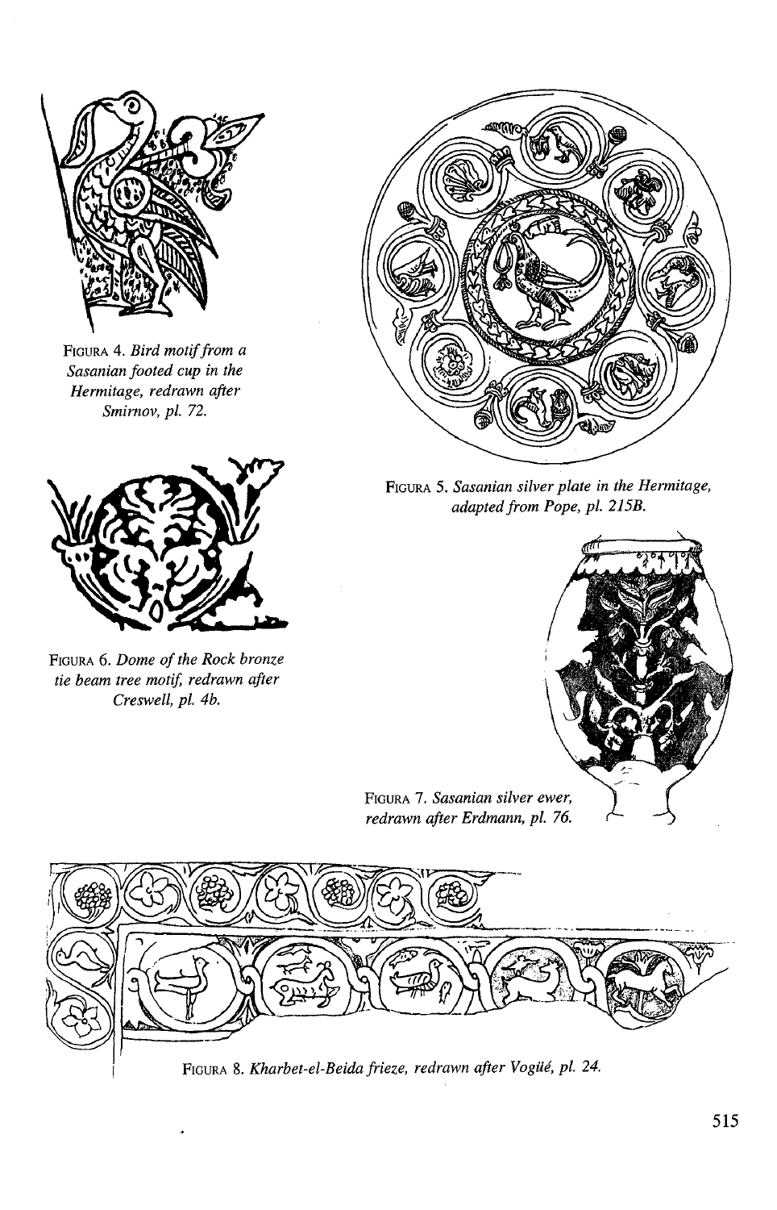FIGURA 4. *Bird motif from a Sasanian footed cup in the Hermitage, redrawn after Smirnov, pl. 72.*

FIGURA 5. *Sasanian silver plate in the Hermitage, adapted from Pope, pl. 215B.*

FIGURA 6. *Dome of the Rock bronze tie beam tree motif, redrawn after Creswell, pl. 4b.*

FIGURA 7. *Sasanian silver ewer, redrawn after Erdmann, pl. 76.*

FIGURA 8. *Kharbet-el-Beida frieze, redrawn after Vogüé, pl. 24.*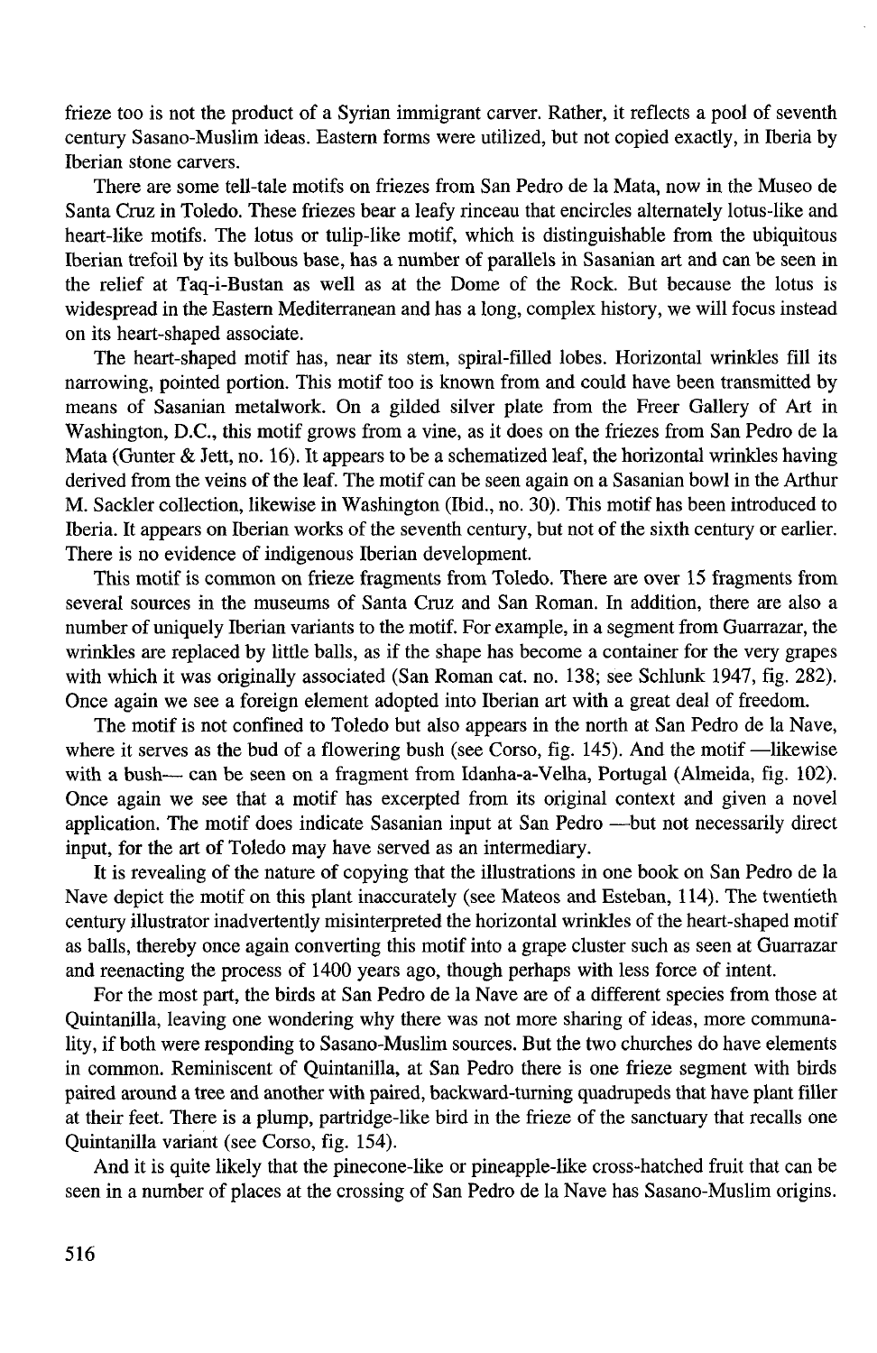frieze too is not the product of a Syrian immigrant carver. Rather, it reflects a pool of seventh century Sasano-Muslim ideas. Eastern forms were utilized, but not copied exactly, in Iberia by Iberian stone carvers.

There are some tell-tale motifs on friezes from San Pedro de la Mata, now in the Museo de Santa Cruz in Toledo. These friezes bear a leafy rinceau that encircles alternately lotus-like and heart-like motifs. The lotus or tulip-like motif, which is distinguishable from the ubiquitous Iberian trefoil by its bulbous base, has a number of parallels in Sasanian art and can be seen in the relief at Taq-i-Bustan as well as at the Dome of the Rock. But because the lotus is widespread in the Eastern Mediterranean and has a long, complex history, we will focus instead on its heart-shaped associate.

The heart-shaped motif has, near its stem, spiral-filled lobes. Horizontal wrinkles fill its narrowing, pointed portion. This motif too is known from and could have been transmitted by means of Sasanian metalwork. On a gilded silver plate from the Freer Gallery of Art in Washington, D.C., this motif grows from a vine, as it does on the friezes from San Pedro de la Mata (Gunter & Jett, no. 16). It appears to be a schematized leaf, the horizontal wrinkles having derived from the veins of the leaf. The motif can be seen again on a Sasanian bowl in the Arthur M. Sackler collection, likewise in Washington (Ibid., no. 30). This motif has been introduced to Iberia. It appears on Iberian works of the seventh century, but not of the sixth century or earlier. There is no evidence of indigenous Iberian development.

This motif is common on frieze fragments from Toledo. There are over 15 fragments from several sources in the museums of Santa Cruz and San Roman. In addition, there are also a number of uniquely Iberian variants to the motif. For example, in a segment from Guarrazar, the wrinkles are replaced by little balls, as if the shape has become a container for the very grapes with which it was originally associated (San Roman cat. no. 138; see Schlunk 1947, fig. 282). Once again we see a foreign element adopted into Iberian art with a great deal of freedom.

The motif is not confined to Toledo but also appears in the north at San Pedro de la Nave, where it serves as the bud of a flowering bush (see Corso, fig. 145). And the motif —likewise with a bush— can be seen on a fragment from Idanha-a-Velha, Portugal (Almeida, fig. 102). Once again we see that a motif has excerpted from its original context and given a novel application. The motif does indicate Sasanian input at San Pedro —but not necessarily direct input, for the art of Toledo may have served as an intermediary.

It is revealing of the nature of copying that the illustrations in one book on San Pedro de la Nave depict the motif on this plant inaccurately (see Mateos and Esteban, 114). The twentieth century illustrator inadvertently misinterpreted the horizontal wrinkles of the heart-shaped motif as balls, thereby once again converting this motif into a grape cluster such as seen at Guarrazar and reenacting the process of 1400 years ago, though perhaps with less force of intent.

For the most part, the birds at San Pedro de la Nave are of a different species from those at Quintanilla, leaving one wondering why there was not more sharing of ideas, more communality, if both were responding to Sasano-Muslim sources. But the two churches do have elements in common. Reminiscent of Quintanilla, at San Pedro there is one frieze segment with birds paired around a tree and another with paired, backward-turning quadrupeds that have plant filler at their feet. There is a plump, partridge-like bird in the frieze of the sanctuary that recalls one Quintanilla variant (see Corso, fig. 154).

And it is quite likely that the pinecone-like or pineapple-like cross-hatched fruit that can be seen in a number of places at the crossing of San Pedro de la Nave has Sasano-Muslim origins.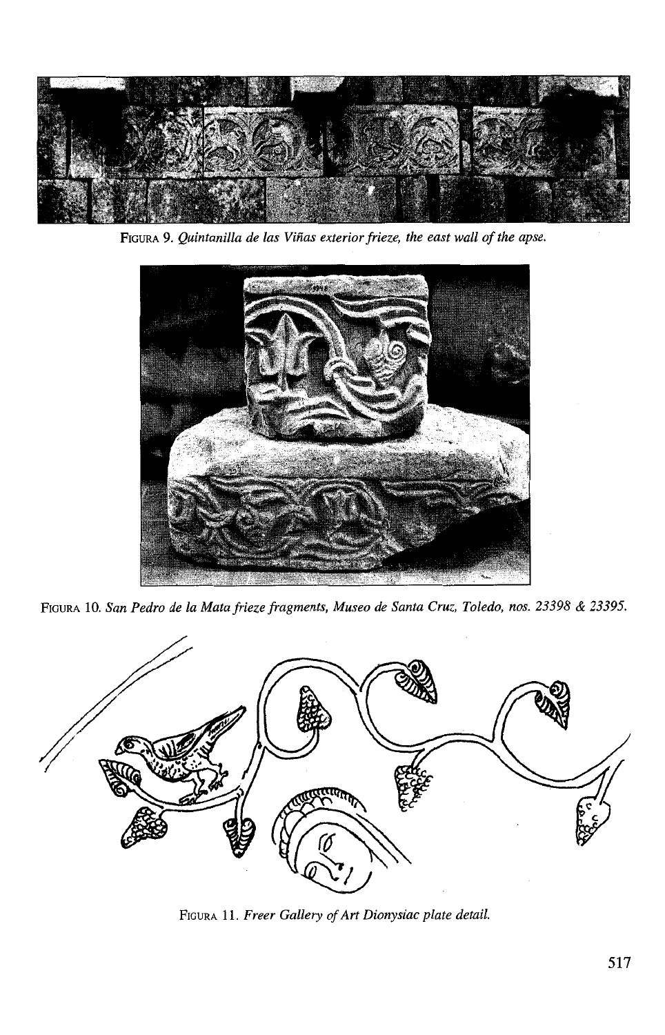FIGURA 9. *Quintanilla de las Viñas exterior frieze, the east wall of the apse.*

FIGURA 10. *San Pedro de la Mata frieze fragments, Museo de Santa Cruz, Toledo, nos. 23398 & 23395.*

FIGURA 11. *Freer Gallery of Art Dionysiac plate detail.*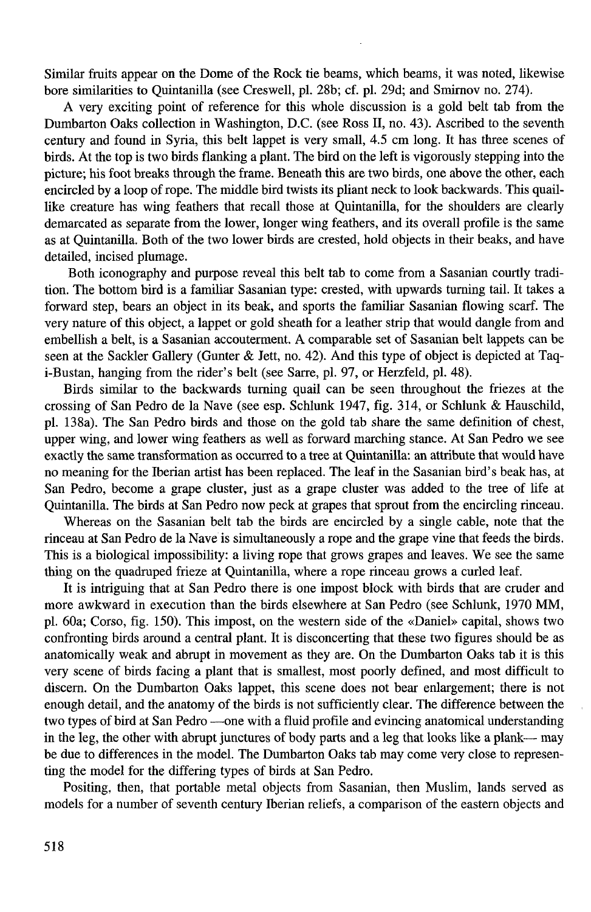Similar fruits appear on the Dome of the Rock tie beams, which beams, it was noted, likewise bore similarities to Quintanilla (see Creswell, pl. 28b; cf. pl. 29d; and Smirnov no. 274).

A very exciting point of reference for this whole discussion is a gold belt tab from the Dumbarton Oaks collection in Washington, D.C. (see Ross II, no. 43). Ascribed to the seventh century and found in Syria, this belt lappet is very small, 4.5 cm long. It has three scenes of birds. At the top is two birds flanking a plant. The bird on the left is vigorously stepping into the picture; his foot breaks through the frame. Beneath this are two birds, one above the other, each encircled by a loop of rope. The middle bird twists its pliant neck to look backwards. This quail-like creature has wing feathers that recall those at Quintanilla, for the shoulders are clearly demarcated as separate from the lower, longer wing feathers, and its overall profile is the same as at Quintanilla. Both of the two lower birds are crested, hold objects in their beaks, and have detailed, incised plumage.

Both iconography and purpose reveal this belt tab to come from a Sasanian courtly tradition. The bottom bird is a familiar Sasanian type: crested, with upwards turning tail. It takes a forward step, bears an object in its beak, and sports the familiar Sasanian flowing scarf. The very nature of this object, a lappet or gold sheath for a leather strip that would dangle from and embellish a belt, is a Sasanian accouterment. A comparable set of Sasanian belt lappets can be seen at the Sackler Gallery (Gunter & Jett, no. 42). And this type of object is depicted at Taq-i-Bustan, hanging from the rider's belt (see Sarre, pl. 97, or Herzfeld, pl. 48).

Birds similar to the backwards turning quail can be seen throughout the friezes at the crossing of San Pedro de la Nave (see esp. Schlunk 1947, fig. 314, or Schlunk & Hauschild, pl. 138a). The San Pedro birds and those on the gold tab share the same definition of chest, upper wing, and lower wing feathers as well as forward marching stance. At San Pedro we see exactly the same transformation as occurred to a tree at Quintanilla: an attribute that would have no meaning for the Iberian artist has been replaced. The leaf in the Sasanian bird's beak has, at San Pedro, become a grape cluster, just as a grape cluster was added to the tree of life at Quintanilla. The birds at San Pedro now peck at grapes that sprout from the encircling rinceau.

Whereas on the Sasanian belt tab the birds are encircled by a single cable, note that the rinceau at San Pedro de la Nave is simultaneously a rope and the grape vine that feeds the birds. This is a biological impossibility: a living rope that grows grapes and leaves. We see the same thing on the quadruped frieze at Quintanilla, where a rope rinceau grows a curled leaf.

It is intriguing that at San Pedro there is one impost block with birds that are cruder and more awkward in execution than the birds elsewhere at San Pedro (see Schlunk, 1970 MM, pl. 60a; Corso, fig. 150). This impost, on the western side of the «Daniel» capital, shows two confronting birds around a central plant. It is disconcerting that these two figures should be as anatomically weak and abrupt in movement as they are. On the Dumbarton Oaks tab it is this very scene of birds facing a plant that is smallest, most poorly defined, and most difficult to discern. On the Dumbarton Oaks lappet, this scene does not bear enlargement; there is not enough detail, and the anatomy of the birds is not sufficiently clear. The difference between the two types of bird at San Pedro —one with a fluid profile and evincing anatomical understanding in the leg, the other with abrupt junctures of body parts and a leg that looks like a plank— may be due to differences in the model. The Dumbarton Oaks tab may come very close to representing the model for the differing types of birds at San Pedro.

Positing, then, that portable metal objects from Sasanian, then Muslim, lands served as models for a number of seventh century Iberian reliefs, a comparison of the eastern objects and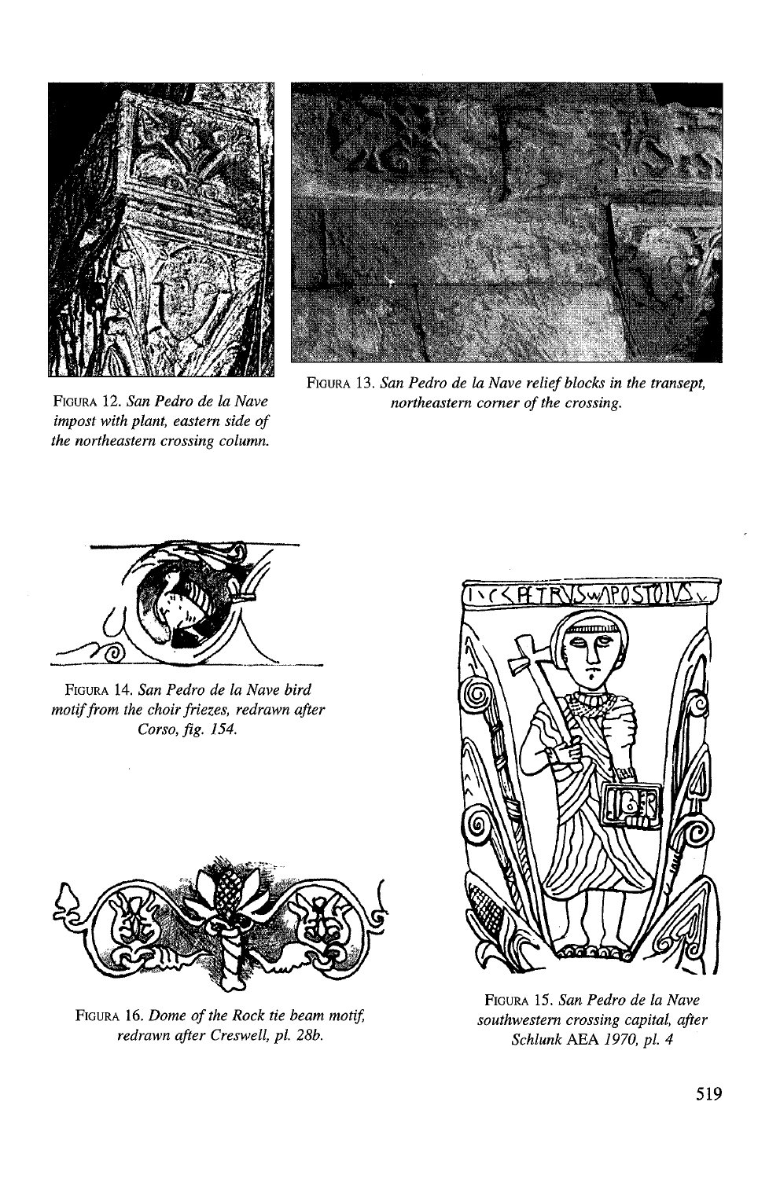FIGURA 12. *San Pedro de la Nave impost with plant, eastern side of the northeastern crossing column.*

FIGURA 13. *San Pedro de la Nave relief blocks in the transept, northeastern corner of the crossing.*

FIGURA 14. *San Pedro de la Nave bird motif from the choir friezes, redrawn after Corso, fig. 154.*

FIGURA 15. *San Pedro de la Nave southwestern crossing capital, after Schlunk* AEA *1970, pl. 4*

FIGURA 16. *Dome of the Rock tie beam motif, redrawn after Creswell, pl. 28b.*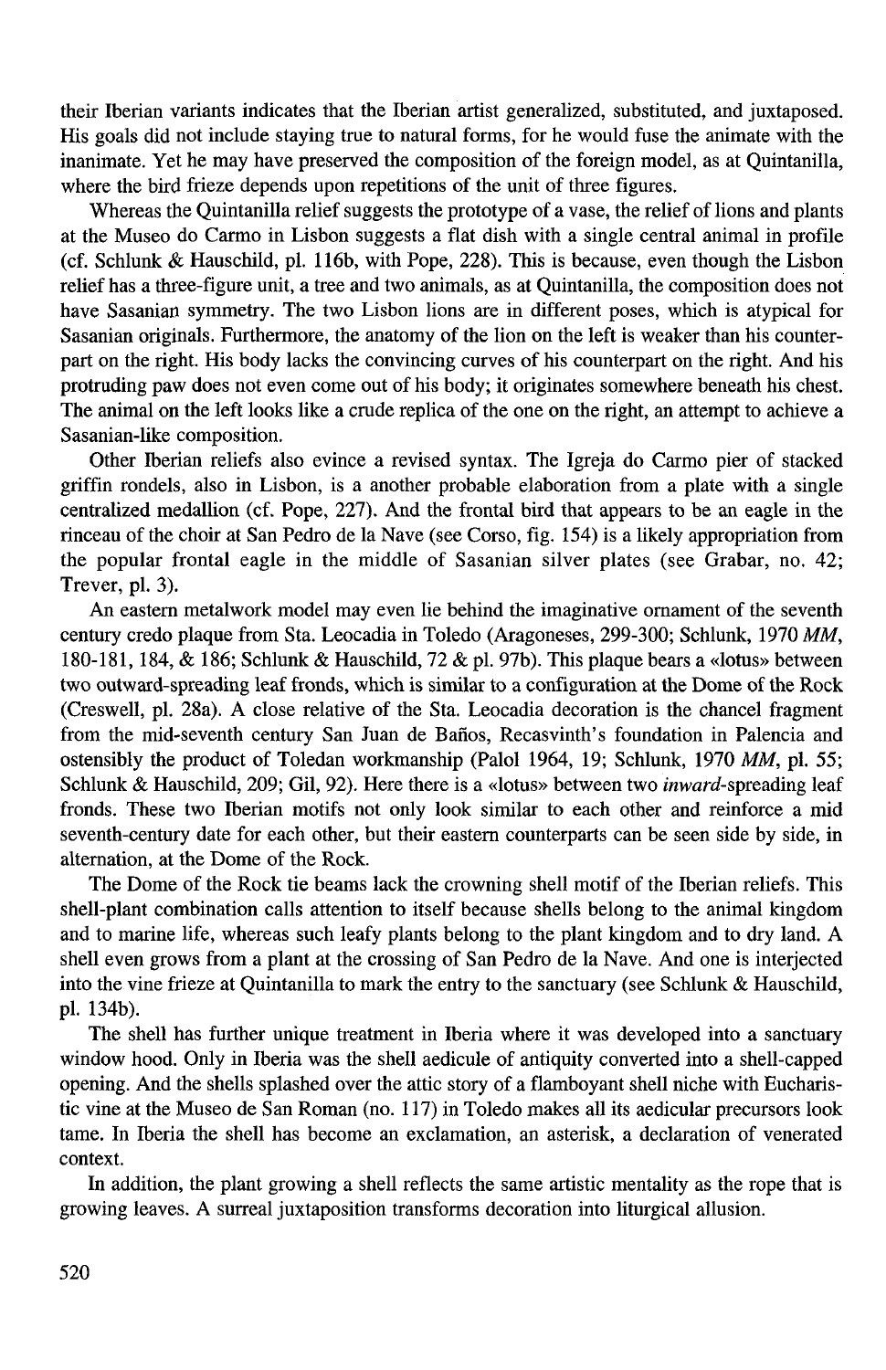their Iberian variants indicates that the Iberian artist generalized, substituted, and juxtaposed. His goals did not include staying true to natural forms, for he would fuse the animate with the inanimate. Yet he may have preserved the composition of the foreign model, as at Quintanilla, where the bird frieze depends upon repetitions of the unit of three figures.

Whereas the Quintanilla relief suggests the prototype of a vase, the relief of lions and plants at the Museo do Carmo in Lisbon suggests a flat dish with a single central animal in profile (cf. Schlunk & Hauschild, pl. 116b, with Pope, 228). This is because, even though the Lisbon relief has a three-figure unit, a tree and two animals, as at Quintanilla, the composition does not have Sasanian symmetry. The two Lisbon lions are in different poses, which is atypical for Sasanian originals. Furthermore, the anatomy of the lion on the left is weaker than his counterpart on the right. His body lacks the convincing curves of his counterpart on the right. And his protruding paw does not even come out of his body; it originates somewhere beneath his chest. The animal on the left looks like a crude replica of the one on the right, an attempt to achieve a Sasanian-like composition.

Other Iberian reliefs also evince a revised syntax. The Igreja do Carmo pier of stacked griffin rondels, also in Lisbon, is a another probable elaboration from a plate with a single centralized medallion (cf. Pope, 227). And the frontal bird that appears to be an eagle in the rinceau of the choir at San Pedro de la Nave (see Corso, fig. 154) is a likely appropriation from the popular frontal eagle in the middle of Sasanian silver plates (see Grabar, no. 42; Trever, pl. 3).

An eastern metalwork model may even lie behind the imaginative ornament of the seventh century credo plaque from Sta. Leocadia in Toledo (Aragoneses, 299-300; Schlunk, 1970 *MM*, 180-181, 184, & 186; Schlunk & Hauschild, 72 & pl. 97b). This plaque bears a «lotus» between two outward-spreading leaf fronds, which is similar to a configuration at the Dome of the Rock (Creswell, pl. 28a). A close relative of the Sta. Leocadia decoration is the chancel fragment from the mid-seventh century San Juan de Baños, Recasvinth's foundation in Palencia and ostensibly the product of Toledan workmanship (Palol 1964, 19; Schlunk, 1970 *MM*, pl. 55; Schlunk & Hauschild, 209; Gil, 92). Here there is a «lotus» between two *inward*-spreading leaf fronds. These two Iberian motifs not only look similar to each other and reinforce a mid seventh-century date for each other, but their eastern counterparts can be seen side by side, in alternation, at the Dome of the Rock.

The Dome of the Rock tie beams lack the crowning shell motif of the Iberian reliefs. This shell-plant combination calls attention to itself because shells belong to the animal kingdom and to marine life, whereas such leafy plants belong to the plant kingdom and to dry land. A shell even grows from a plant at the crossing of San Pedro de la Nave. And one is interjected into the vine frieze at Quintanilla to mark the entry to the sanctuary (see Schlunk & Hauschild, pl. 134b).

The shell has further unique treatment in Iberia where it was developed into a sanctuary window hood. Only in Iberia was the shell aedicule of antiquity converted into a shell-capped opening. And the shells splashed over the attic story of a flamboyant shell niche with Eucharistic vine at the Museo de San Roman (no. 117) in Toledo makes all its aedicular precursors look tame. In Iberia the shell has become an exclamation, an asterisk, a declaration of venerated context.

In addition, the plant growing a shell reflects the same artistic mentality as the rope that is growing leaves. A surreal juxtaposition transforms decoration into liturgical allusion.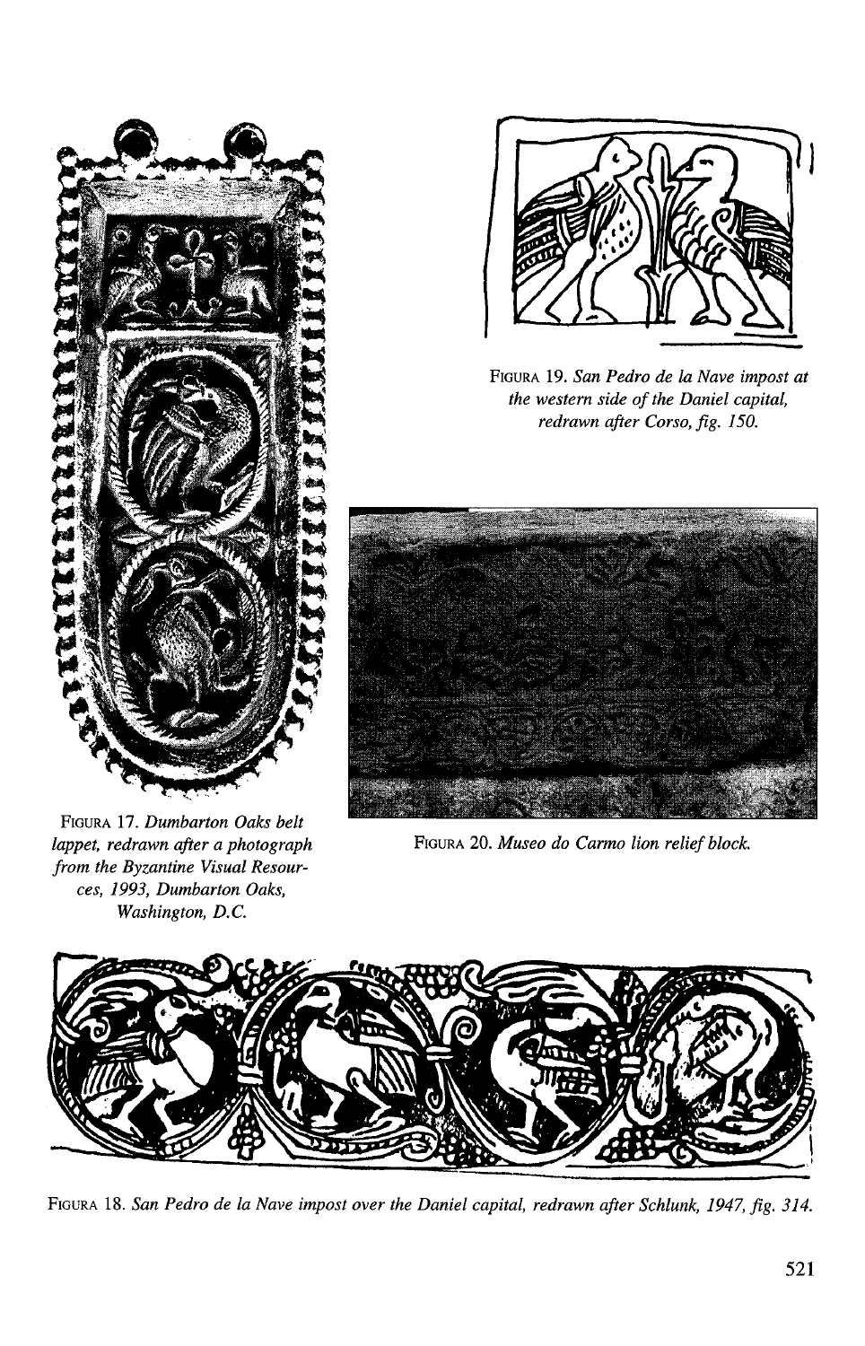FIGURA 17. *Dumbarton Oaks belt lappet, redrawn after a photograph from the Byzantine Visual Resources, 1993, Dumbarton Oaks, Washington, D.C.*

FIGURA 19. *San Pedro de la Nave impost at the western side of the Daniel capital, redrawn after Corso, fig. 150.*

FIGURA 20. *Museo do Carmo lion relief block.*

FIGURA 18. *San Pedro de la Nave impost over the Daniel capital, redrawn after Schlunk, 1947, fig. 314.*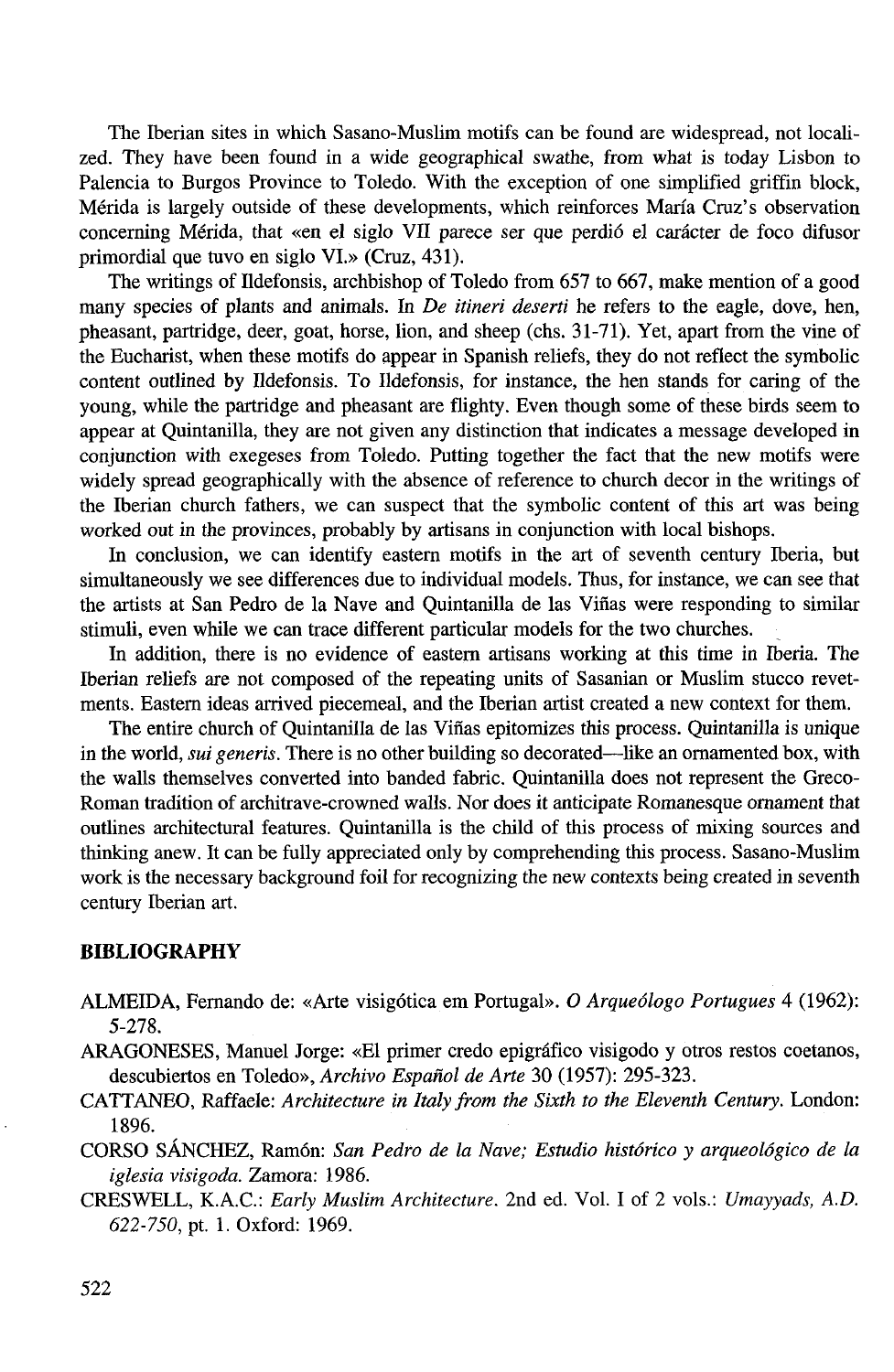The Iberian sites in which Sasano-Muslim motifs can be found are widespread, not localized. They have been found in a wide geographical swathe, from what is today Lisbon to Palencia to Burgos Province to Toledo. With the exception of one simplified griffin block, Mérida is largely outside of these developments, which reinforces María Cruz's observation concerning Mérida, that «en el siglo VII parece ser que perdió el carácter de foco difusor primordial que tuvo en siglo VI.» (Cruz, 431).

The writings of Ildefonsis, archbishop of Toledo from 657 to 667, make mention of a good many species of plants and animals. In *De itineri deserti* he refers to the eagle, dove, hen, pheasant, partridge, deer, goat, horse, lion, and sheep (chs. 31-71). Yet, apart from the vine of the Eucharist, when these motifs do appear in Spanish reliefs, they do not reflect the symbolic content outlined by Ildefonsis. To Ildefonsis, for instance, the hen stands for caring of the young, while the partridge and pheasant are flighty. Even though some of these birds seem to appear at Quintanilla, they are not given any distinction that indicates a message developed in conjunction with exegeses from Toledo. Putting together the fact that the new motifs were widely spread geographically with the absence of reference to church decor in the writings of the Iberian church fathers, we can suspect that the symbolic content of this art was being worked out in the provinces, probably by artisans in conjunction with local bishops.

In conclusion, we can identify eastern motifs in the art of seventh century Iberia, but simultaneously we see differences due to individual models. Thus, for instance, we can see that the artists at San Pedro de la Nave and Quintanilla de las Viñas were responding to similar stimuli, even while we can trace different particular models for the two churches.

In addition, there is no evidence of eastern artisans working at this time in Iberia. The Iberian reliefs are not composed of the repeating units of Sasanian or Muslim stucco revetments. Eastern ideas arrived piecemeal, and the Iberian artist created a new context for them.

The entire church of Quintanilla de las Viñas epitomizes this process. Quintanilla is unique in the world, *sui generis*. There is no other building so decorated—like an ornamented box, with the walls themselves converted into banded fabric. Quintanilla does not represent the Greco-Roman tradition of architrave-crowned walls. Nor does it anticipate Romanesque ornament that outlines architectural features. Quintanilla is the child of this process of mixing sources and thinking anew. It can be fully appreciated only by comprehending this process. Sasano-Muslim work is the necessary background foil for recognizing the new contexts being created in seventh century Iberian art.

## BIBLIOGRAPHY

ALMEIDA, Fernando de: «Arte visigótica em Portugal». *O Arqueólogo Portugues* 4 (1962): 5-278.

ARAGONESES, Manuel Jorge: «El primer credo epigráfico visigodo y otros restos coetanos, descubiertos en Toledo», *Archivo Español de Arte* 30 (1957): 295-323.

CATTANEO, Raffaele: *Architecture in Italy from the Sixth to the Eleventh Century*. London: 1896.

CORSO SÁNCHEZ, Ramón: *San Pedro de la Nave; Estudio histórico y arqueológico de la iglesia visigoda*. Zamora: 1986.

CRESWELL, K.A.C.: *Early Muslim Architecture*. 2nd ed. Vol. I of 2 vols.: *Umayyads, A.D. 622-750*, pt. 1. Oxford: 1969.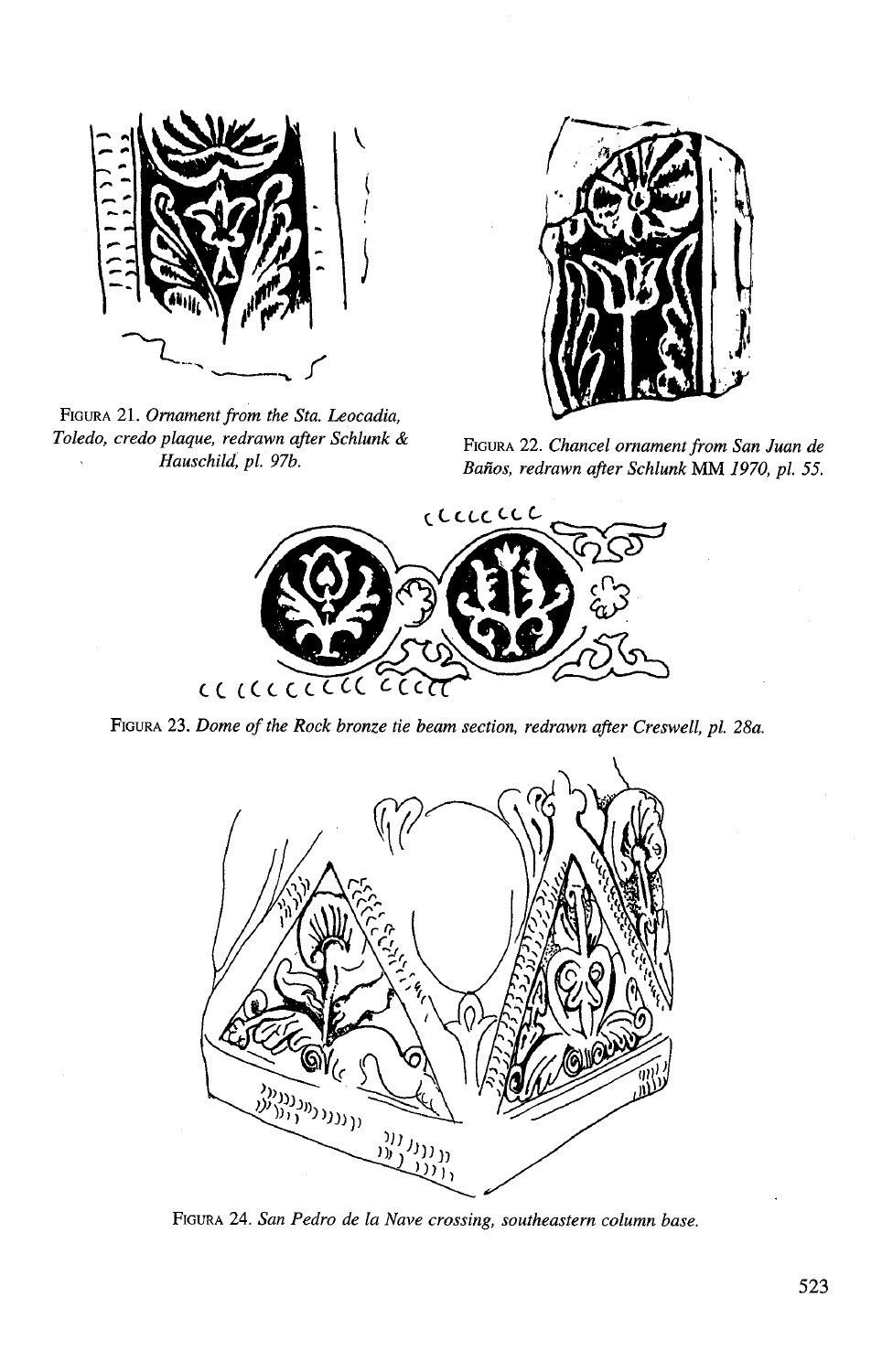FIGURA 21. *Ornament from the Sta. Leocadia, Toledo, credo plaque, redrawn after Schlunk & Hauschild, pl. 97b.*

FIGURA 22. *Chancel ornament from San Juan de Baños, redrawn after Schlunk* MM *1970, pl. 55.*

FIGURA 23. *Dome of the Rock bronze tie beam section, redrawn after Creswell, pl. 28a.*

FIGURA 24. *San Pedro de la Nave crossing, southeastern column base.*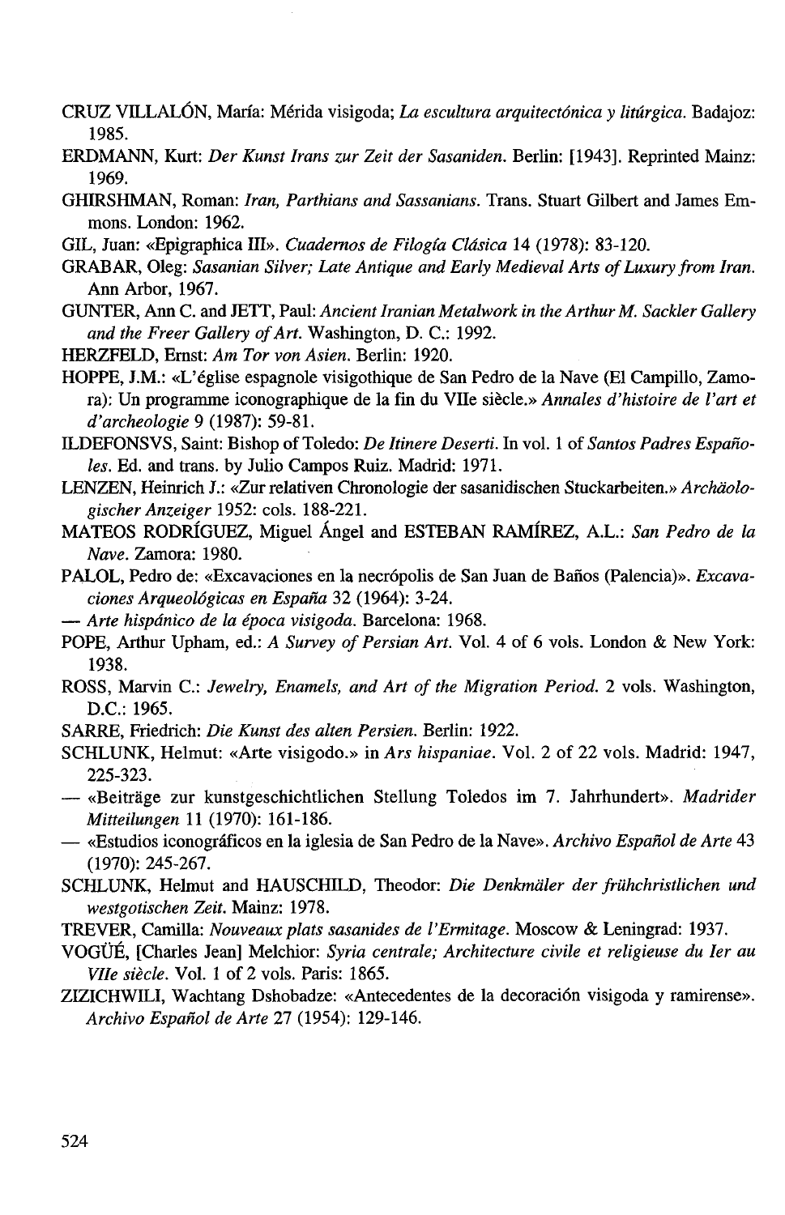CRUZ VILLALÓN, María: Mérida visigoda; *La escultura arquitectónica y litúrgica*. Badajoz: 1985.

ERDMANN, Kurt: *Der Kunst Irans zur Zeit der Sasaniden*. Berlin: [1943]. Reprinted Mainz: 1969.

GHIRSHMAN, Roman: *Iran, Parthians and Sassanians*. Trans. Stuart Gilbert and James Emmons. London: 1962.

GIL, Juan: «Epigraphica III». *Cuadernos de Filogía Clásica* 14 (1978): 83-120.

GRABAR, Oleg: *Sasanian Silver; Late Antique and Early Medieval Arts of Luxury from Iran*. Ann Arbor, 1967.

GUNTER, Ann C. and JETT, Paul: *Ancient Iranian Metalwork in the Arthur M. Sackler Gallery and the Freer Gallery of Art*. Washington, D. C.: 1992.

HERZFELD, Ernst: *Am Tor von Asien*. Berlin: 1920.

HOPPE, J.M.: «L'église espagnole visigothique de San Pedro de la Nave (El Campillo, Zamora): Un programme iconographique de la fin du VIIe siècle.» *Annales d'histoire de l'art et d'archeologie* 9 (1987): 59-81.

ILDEFONSVS, Saint: Bishop of Toledo: *De Itinere Deserti*. In vol. 1 of *Santos Padres Españoles*. Ed. and trans. by Julio Campos Ruiz. Madrid: 1971.

LENZEN, Heinrich J.: «Zur relativen Chronologie der sasanidischen Stuckarbeiten.» *Archäologischer Anzeiger* 1952: cols. 188-221.

MATEOS RODRÍGUEZ, Miguel Ángel and ESTEBAN RAMÍREZ, A.L.: *San Pedro de la Nave*. Zamora: 1980.

PALOL, Pedro de: «Excavaciones en la necrópolis de San Juan de Baños (Palencia)». *Excavaciones Arqueológicas en España* 32 (1964): 3-24.

— *Arte hispánico de la época visigoda*. Barcelona: 1968.

POPE, Arthur Upham, ed.: *A Survey of Persian Art*. Vol. 4 of 6 vols. London & New York: 1938.

ROSS, Marvin C.: *Jewelry, Enamels, and Art of the Migration Period*. 2 vols. Washington, D.C.: 1965.

SARRE, Friedrich: *Die Kunst des alten Persien*. Berlin: 1922.

SCHLUNK, Helmut: «Arte visigodo.» in *Ars hispaniae*. Vol. 2 of 22 vols. Madrid: 1947, 225-323.

— «Beiträge zur kunstgeschichtlichen Stellung Toledos im 7. Jahrhundert». *Madrider Mitteilungen* 11 (1970): 161-186.

— «Estudios iconográficos en la iglesia de San Pedro de la Nave». *Archivo Español de Arte* 43 (1970): 245-267.

SCHLUNK, Helmut and HAUSCHILD, Theodor: *Die Denkmäler der frühchristlichen und westgotischen Zeit*. Mainz: 1978.

TREVER, Camilla: *Nouveaux plats sasanides de l'Ermitage*. Moscow & Leningrad: 1937.

VOGÜÉ, [Charles Jean] Melchior: *Syria centrale; Architecture civile et religieuse du Ier au VIIe siècle*. Vol. 1 of 2 vols. Paris: 1865.

ZIZICHWILI, Wachtang Dshobadze: «Antecedentes de la decoración visigoda y ramirense». *Archivo Español de Arte* 27 (1954): 129-146.